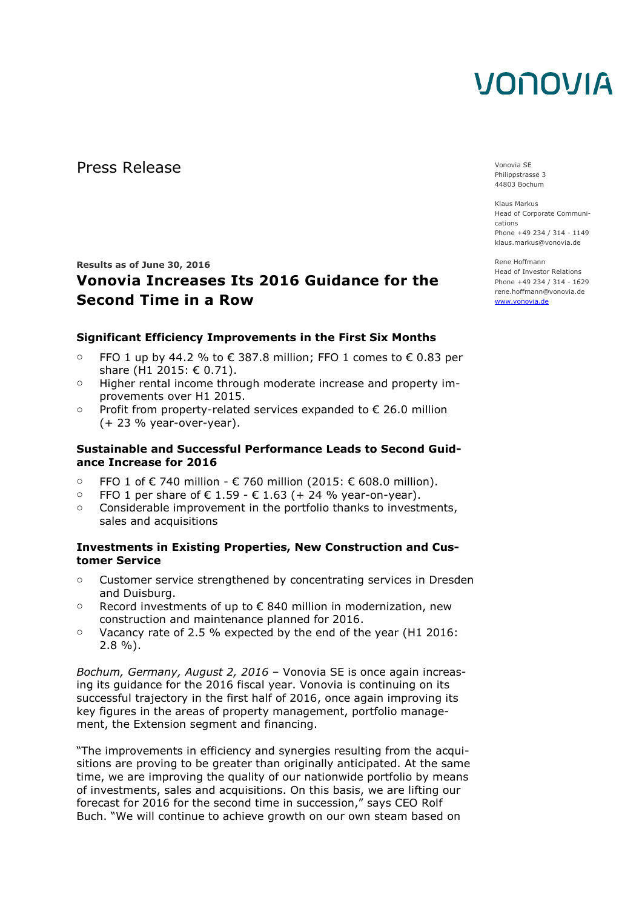VONOVIA

Press Release

Vonovia SE
Philippstrasse 3
44803 Bochum

Klaus Markus
Head of Corporate Communications
Phone +49 234 / 314 - 1149
klaus.markus@vonovia.de

Rene Hoffmann
Head of Investor Relations
Phone +49 234 / 314 - 1629
rene.hoffmann@vonovia.de
www.vonovia.de

**Results as of June 30, 2016**

# Vonovia Increases Its 2016 Guidance for the Second Time in a Row

### Significant Efficiency Improvements in the First Six Months

- FFO 1 up by 44.2 % to € 387.8 million; FFO 1 comes to € 0.83 per share (H1 2015: € 0.71).
- Higher rental income through moderate increase and property improvements over H1 2015.
- Profit from property-related services expanded to € 26.0 million (+ 23 % year-over-year).

### Sustainable and Successful Performance Leads to Second Guidance Increase for 2016

- FFO 1 of € 740 million - € 760 million (2015: € 608.0 million).
- FFO 1 per share of € 1.59 - € 1.63 (+ 24 % year-on-year).
- Considerable improvement in the portfolio thanks to investments, sales and acquisitions

### Investments in Existing Properties, New Construction and Customer Service

- Customer service strengthened by concentrating services in Dresden and Duisburg.
- Record investments of up to € 840 million in modernization, new construction and maintenance planned for 2016.
- Vacancy rate of 2.5 % expected by the end of the year (H1 2016: 2.8 %).

*Bochum, Germany, August 2, 2016* – Vonovia SE is once again increasing its guidance for the 2016 fiscal year. Vonovia is continuing on its successful trajectory in the first half of 2016, once again improving its key figures in the areas of property management, portfolio management, the Extension segment and financing.

"The improvements in efficiency and synergies resulting from the acquisitions are proving to be greater than originally anticipated. At the same time, we are improving the quality of our nationwide portfolio by means of investments, sales and acquisitions. On this basis, we are lifting our forecast for 2016 for the second time in succession," says CEO Rolf Buch. "We will continue to achieve growth on our own steam based on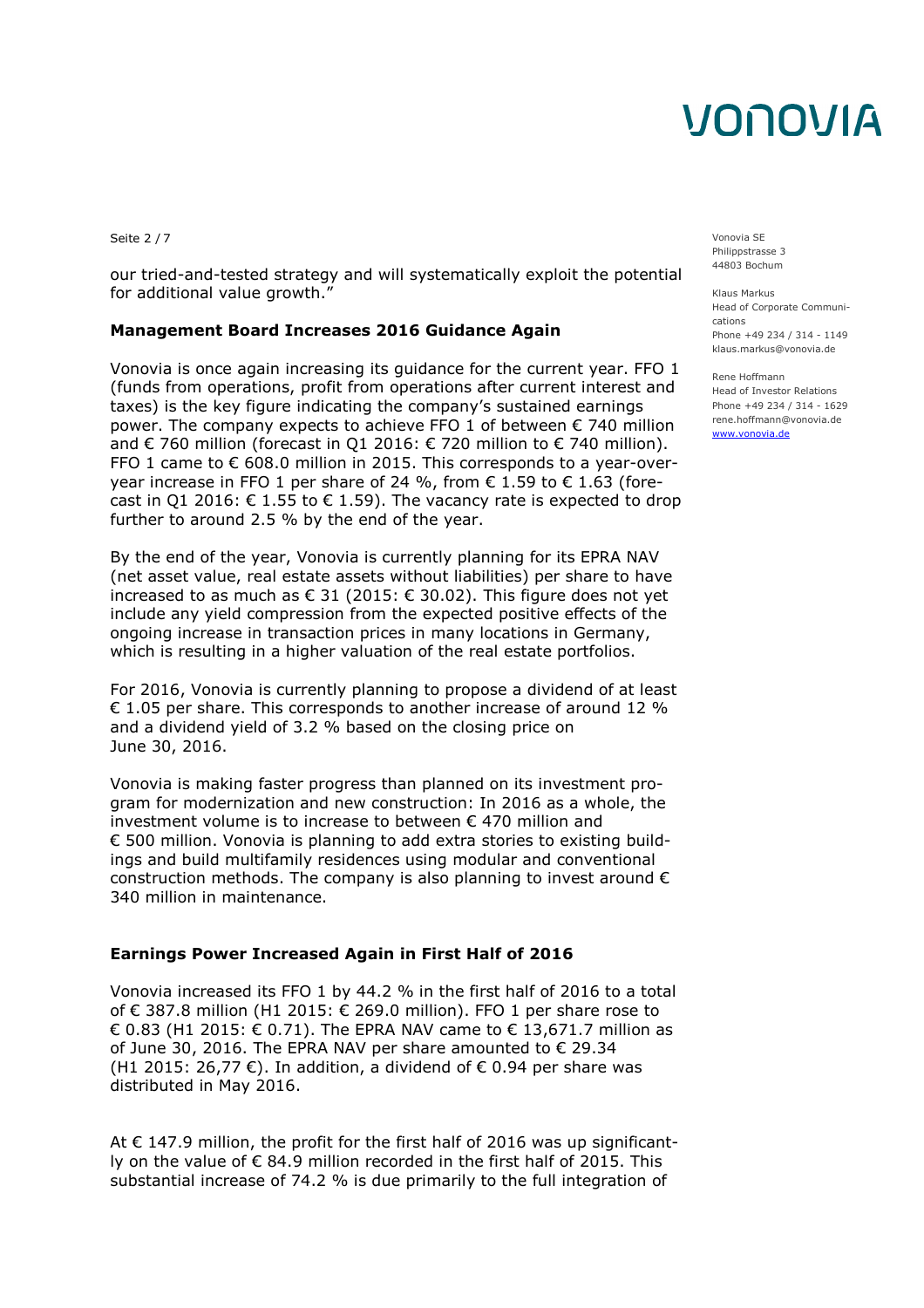our tried-and-tested strategy and will systematically exploit the potential for additional value growth."

Vonovia SE
Philippstrasse 3
44803 Bochum

Klaus Markus
Head of Corporate Communications
Phone +49 234 / 314 - 1149
klaus.markus@vonovia.de

Rene Hoffmann
Head of Investor Relations
Phone +49 234 / 314 - 1629
rene.hoffmann@vonovia.de
www.vonovia.de

**Management Board Increases 2016 Guidance Again**

Vonovia is once again increasing its guidance for the current year. FFO 1 (funds from operations, profit from operations after current interest and taxes) is the key figure indicating the company's sustained earnings power. The company expects to achieve FFO 1 of between € 740 million and € 760 million (forecast in Q1 2016: € 720 million to € 740 million). FFO 1 came to € 608.0 million in 2015. This corresponds to a year-over-year increase in FFO 1 per share of 24 %, from € 1.59 to € 1.63 (forecast in Q1 2016: € 1.55 to € 1.59). The vacancy rate is expected to drop further to around 2.5 % by the end of the year.

By the end of the year, Vonovia is currently planning for its EPRA NAV (net asset value, real estate assets without liabilities) per share to have increased to as much as € 31 (2015: € 30.02). This figure does not yet include any yield compression from the expected positive effects of the ongoing increase in transaction prices in many locations in Germany, which is resulting in a higher valuation of the real estate portfolios.

For 2016, Vonovia is currently planning to propose a dividend of at least € 1.05 per share. This corresponds to another increase of around 12 % and a dividend yield of 3.2 % based on the closing price on June 30, 2016.

Vonovia is making faster progress than planned on its investment program for modernization and new construction: In 2016 as a whole, the investment volume is to increase to between € 470 million and € 500 million. Vonovia is planning to add extra stories to existing buildings and build multifamily residences using modular and conventional construction methods. The company is also planning to invest around € 340 million in maintenance.

**Earnings Power Increased Again in First Half of 2016**

Vonovia increased its FFO 1 by 44.2 % in the first half of 2016 to a total of € 387.8 million (H1 2015: € 269.0 million). FFO 1 per share rose to € 0.83 (H1 2015: € 0.71). The EPRA NAV came to € 13,671.7 million as of June 30, 2016. The EPRA NAV per share amounted to € 29.34 (H1 2015: 26,77 €). In addition, a dividend of € 0.94 per share was distributed in May 2016.

At € 147.9 million, the profit for the first half of 2016 was up significantly on the value of € 84.9 million recorded in the first half of 2015. This substantial increase of 74.2 % is due primarily to the full integration of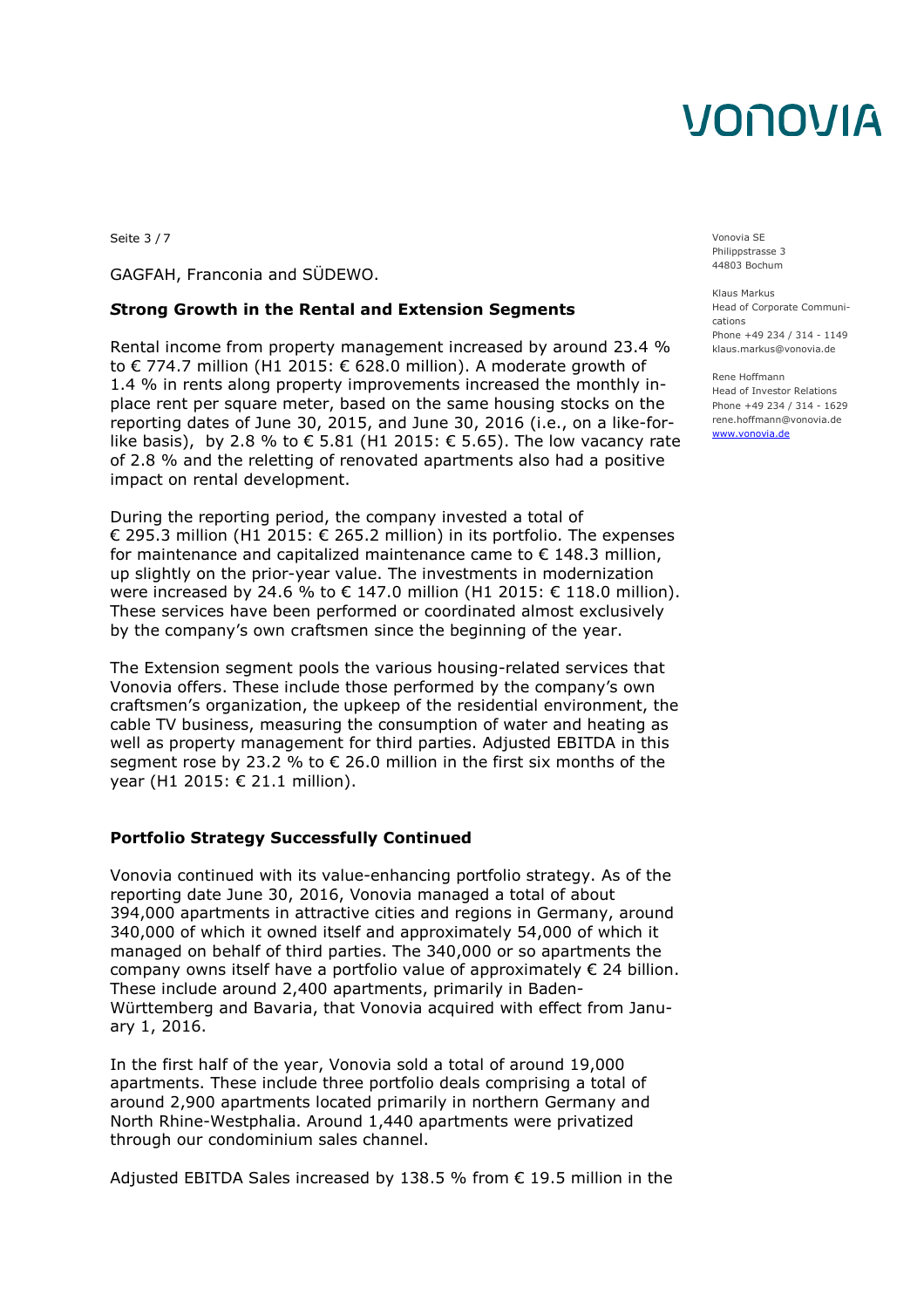GAGFAH, Franconia and SÜDEWO.

**Strong Growth in the Rental and Extension Segments**

Rental income from property management increased by around 23.4 % to € 774.7 million (H1 2015: € 628.0 million). A moderate growth of 1.4 % in rents along property improvements increased the monthly in-place rent per square meter, based on the same housing stocks on the reporting dates of June 30, 2015, and June 30, 2016 (i.e., on a like-for-like basis), by 2.8 % to € 5.81 (H1 2015: € 5.65). The low vacancy rate of 2.8 % and the reletting of renovated apartments also had a positive impact on rental development.

During the reporting period, the company invested a total of € 295.3 million (H1 2015: € 265.2 million) in its portfolio. The expenses for maintenance and capitalized maintenance came to € 148.3 million, up slightly on the prior-year value. The investments in modernization were increased by 24.6 % to € 147.0 million (H1 2015: € 118.0 million). These services have been performed or coordinated almost exclusively by the company's own craftsmen since the beginning of the year.

The Extension segment pools the various housing-related services that Vonovia offers. These include those performed by the company's own craftsmen's organization, the upkeep of the residential environment, the cable TV business, measuring the consumption of water and heating as well as property management for third parties. Adjusted EBITDA in this segment rose by 23.2 % to € 26.0 million in the first six months of the year (H1 2015: € 21.1 million).

**Portfolio Strategy Successfully Continued**

Vonovia continued with its value-enhancing portfolio strategy. As of the reporting date June 30, 2016, Vonovia managed a total of about 394,000 apartments in attractive cities and regions in Germany, around 340,000 of which it owned itself and approximately 54,000 of which it managed on behalf of third parties. The 340,000 or so apartments the company owns itself have a portfolio value of approximately € 24 billion. These include around 2,400 apartments, primarily in Baden-Württemberg and Bavaria, that Vonovia acquired with effect from January 1, 2016.

In the first half of the year, Vonovia sold a total of around 19,000 apartments. These include three portfolio deals comprising a total of around 2,900 apartments located primarily in northern Germany and North Rhine-Westphalia. Around 1,440 apartments were privatized through our condominium sales channel.

Adjusted EBITDA Sales increased by 138.5 % from € 19.5 million in the

Vonovia SE
Philippstrasse 3
44803 Bochum

Klaus Markus
Head of Corporate Communications
Phone +49 234 / 314 - 1149
klaus.markus@vonovia.de

Rene Hoffmann
Head of Investor Relations
Phone +49 234 / 314 - 1629
rene.hoffmann@vonovia.de
www.vonovia.de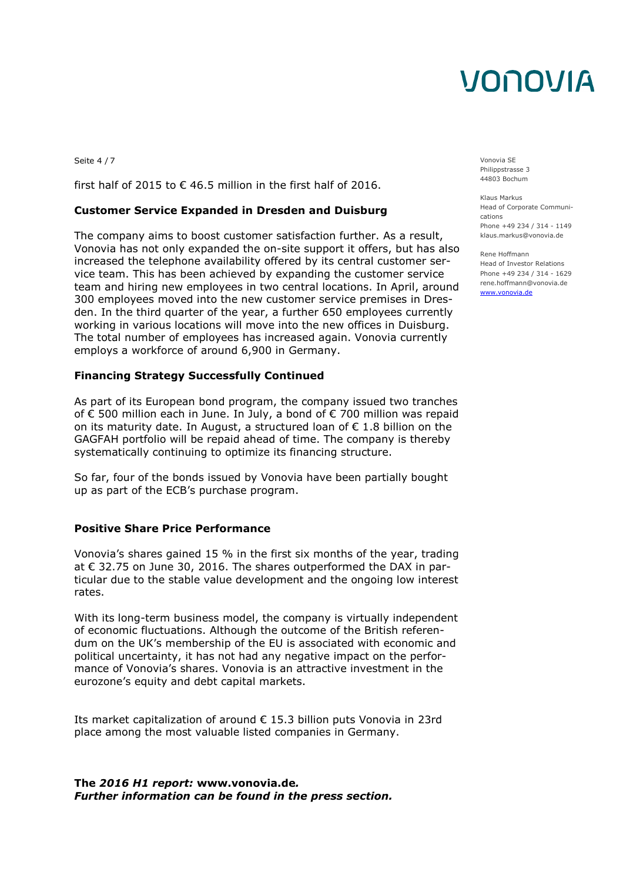first half of 2015 to € 46.5 million in the first half of 2016.

**Customer Service Expanded in Dresden and Duisburg**

The company aims to boost customer satisfaction further. As a result, Vonovia has not only expanded the on-site support it offers, but has also increased the telephone availability offered by its central customer service team. This has been achieved by expanding the customer service team and hiring new employees in two central locations. In April, around 300 employees moved into the new customer service premises in Dresden. In the third quarter of the year, a further 650 employees currently working in various locations will move into the new offices in Duisburg. The total number of employees has increased again. Vonovia currently employs a workforce of around 6,900 in Germany.

**Financing Strategy Successfully Continued**

As part of its European bond program, the company issued two tranches of € 500 million each in June. In July, a bond of € 700 million was repaid on its maturity date. In August, a structured loan of € 1.8 billion on the GAGFAH portfolio will be repaid ahead of time. The company is thereby systematically continuing to optimize its financing structure.

So far, four of the bonds issued by Vonovia have been partially bought up as part of the ECB's purchase program.

**Positive Share Price Performance**

Vonovia's shares gained 15 % in the first six months of the year, trading at € 32.75 on June 30, 2016. The shares outperformed the DAX in particular due to the stable value development and the ongoing low interest rates.

With its long-term business model, the company is virtually independent of economic fluctuations. Although the outcome of the British referendum on the UK's membership of the EU is associated with economic and political uncertainty, it has not had any negative impact on the performance of Vonovia's shares. Vonovia is an attractive investment in the eurozone's equity and debt capital markets.

Its market capitalization of around € 15.3 billion puts Vonovia in 23rd place among the most valuable listed companies in Germany.

**The *2016 H1 report:* www.vonovia.de*.***
***Further information can be found in the press section.***

Vonovia SE
Philippstrasse 3
44803 Bochum

Klaus Markus
Head of Corporate Communications
Phone +49 234 / 314 - 1149
klaus.markus@vonovia.de

Rene Hoffmann
Head of Investor Relations
Phone +49 234 / 314 - 1629
rene.hoffmann@vonovia.de
www.vonovia.de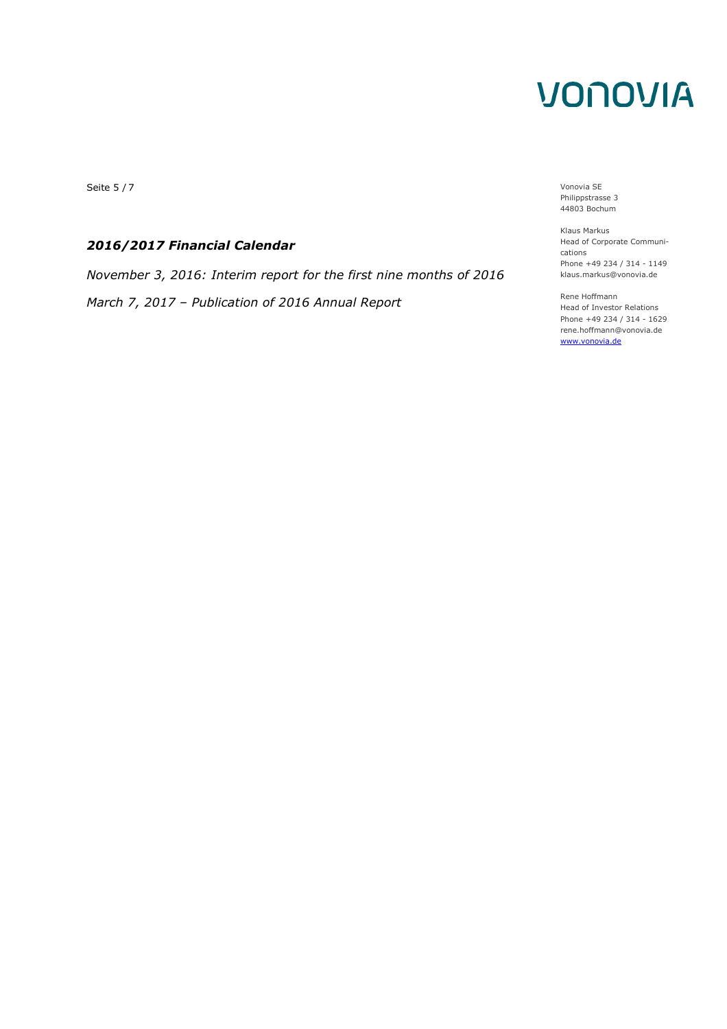### *2016/2017 Financial Calendar*

*November 3, 2016: Interim report for the first nine months of 2016*

*March 7, 2017 – Publication of 2016 Annual Report*

Vonovia SE
Philippstrasse 3
44803 Bochum

Klaus Markus
Head of Corporate Communications
Phone +49 234 / 314 - 1149
klaus.markus@vonovia.de

Rene Hoffmann
Head of Investor Relations
Phone +49 234 / 314 - 1629
rene.hoffmann@vonovia.de
www.vonovia.de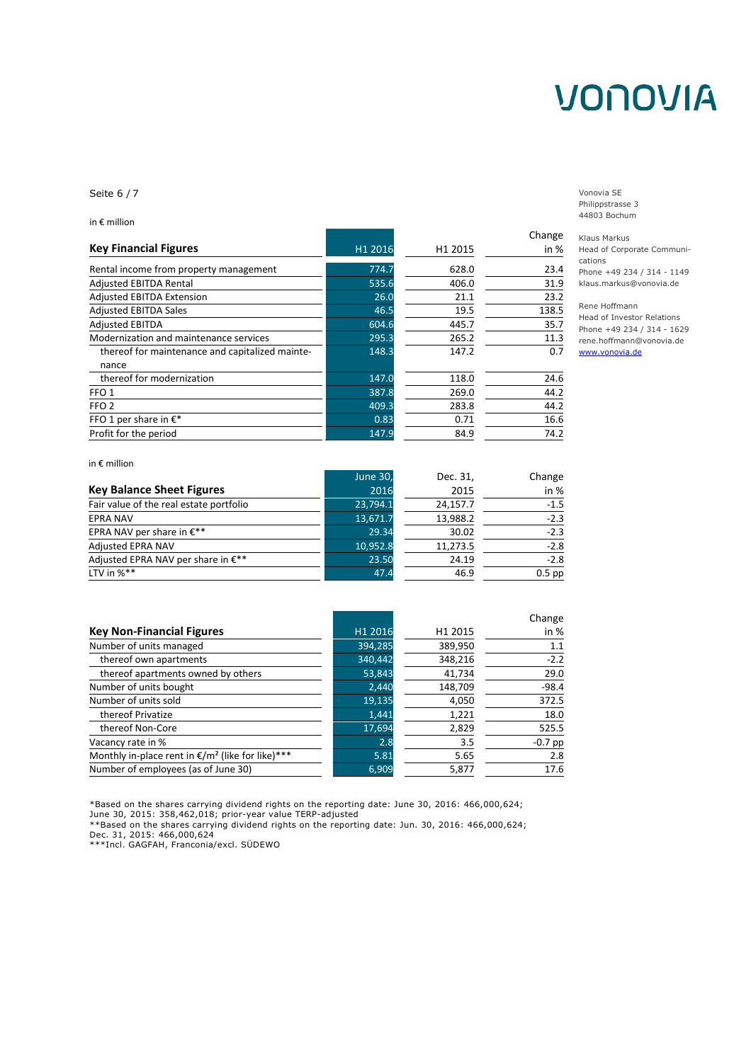Vonovia SE
Philippstrasse 3
44803 Bochum

Klaus Markus
Head of Corporate Communications
Phone +49 234 / 314 - 1149
klaus.markus@vonovia.de

Rene Hoffmann
Head of Investor Relations
Phone +49 234 / 314 - 1629
rene.hoffmann@vonovia.de
www.vonovia.de

in € million

| Key Financial Figures | H1 2016 | H1 2015 | Change in % |
|---|---|---|---|
| Rental income from property management | 774.7 | 628.0 | 23.4 |
| Adjusted EBITDA Rental | 535.6 | 406.0 | 31.9 |
| Adjusted EBITDA Extension | 26.0 | 21.1 | 23.2 |
| Adjusted EBITDA Sales | 46.5 | 19.5 | 138.5 |
| Adjusted EBITDA | 604.6 | 445.7 | 35.7 |
| Modernization and maintenance services | 295.3 | 265.2 | 11.3 |
| thereof for maintenance and capitalized maintenance | 148.3 | 147.2 | 0.7 |
| thereof for modernization | 147.0 | 118.0 | 24.6 |
| FFO 1 | 387.8 | 269.0 | 44.2 |
| FFO 2 | 409.3 | 283.8 | 44.2 |
| FFO 1 per share in €* | 0.83 | 0.71 | 16.6 |
| Profit for the period | 147.9 | 84.9 | 74.2 |

in € million

| Key Balance Sheet Figures | June 30, 2016 | Dec. 31, 2015 | Change in % |
|---|---|---|---|
| Fair value of the real estate portfolio | 23,794.1 | 24,157.7 | -1.5 |
| EPRA NAV | 13,671.7 | 13,988.2 | -2.3 |
| EPRA NAV per share in €** | 29.34 | 30.02 | -2.3 |
| Adjusted EPRA NAV | 10,952.8 | 11,273.5 | -2.8 |
| Adjusted EPRA NAV per share in €** | 23.50 | 24.19 | -2.8 |
| LTV in %** | 47.4 | 46.9 | 0.5 pp |

| Key Non-Financial Figures | H1 2016 | H1 2015 | Change in % |
|---|---|---|---|
| Number of units managed | 394,285 | 389,950 | 1.1 |
| thereof own apartments | 340,442 | 348,216 | -2.2 |
| thereof apartments owned by others | 53,843 | 41,734 | 29.0 |
| Number of units bought | 2,440 | 148,709 | -98.4 |
| Number of units sold | 19,135 | 4,050 | 372.5 |
| thereof Privatize | 1,441 | 1,221 | 18.0 |
| thereof Non-Core | 17,694 | 2,829 | 525.5 |
| Vacancy rate in % | 2.8 | 3.5 | -0.7 pp |
| Monthly in-place rent in €/m² (like for like)*** | 5.81 | 5.65 | 2.8 |
| Number of employees (as of June 30) | 6,909 | 5,877 | 17.6 |

*Based on the shares carrying dividend rights on the reporting date: June 30, 2016: 466,000,624; June 30, 2015: 358,462,018; prior-year value TERP-adjusted
**Based on the shares carrying dividend rights on the reporting date: Jun. 30, 2016: 466,000,624; Dec. 31, 2015: 466,000,624
***Incl. GAGFAH, Franconia/excl. SÜDEWO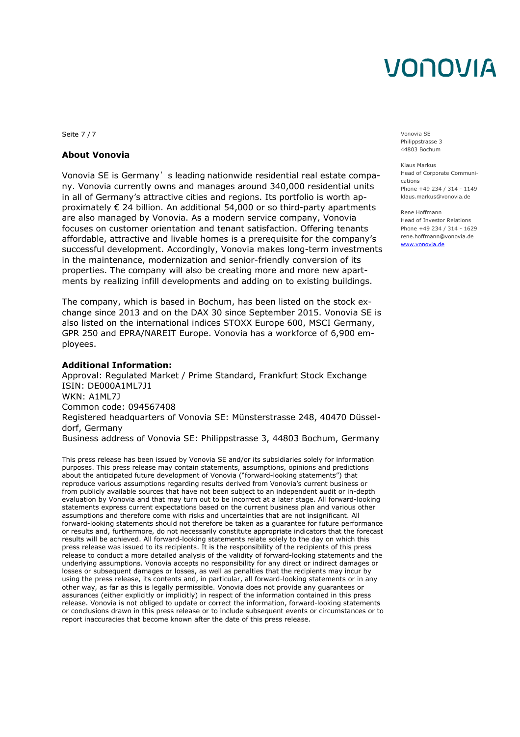Vonovia SE
Philippstrasse 3
44803 Bochum

Klaus Markus
Head of Corporate Communications
Phone +49 234 / 314 - 1149
klaus.markus@vonovia.de

Rene Hoffmann
Head of Investor Relations
Phone +49 234 / 314 - 1629
rene.hoffmann@vonovia.de
www.vonovia.de

## About Vonovia

Vonovia SE is Germany's leading nationwide residential real estate company. Vonovia currently owns and manages around 340,000 residential units in all of Germany's attractive cities and regions. Its portfolio is worth approximately € 24 billion. An additional 54,000 or so third-party apartments are also managed by Vonovia. As a modern service company, Vonovia focuses on customer orientation and tenant satisfaction. Offering tenants affordable, attractive and livable homes is a prerequisite for the company's successful development. Accordingly, Vonovia makes long-term investments in the maintenance, modernization and senior-friendly conversion of its properties. The company will also be creating more and more new apartments by realizing infill developments and adding on to existing buildings.

The company, which is based in Bochum, has been listed on the stock exchange since 2013 and on the DAX 30 since September 2015. Vonovia SE is also listed on the international indices STOXX Europe 600, MSCI Germany, GPR 250 and EPRA/NAREIT Europe. Vonovia has a workforce of 6,900 employees.

**Additional Information:**
Approval: Regulated Market / Prime Standard, Frankfurt Stock Exchange
ISIN: DE000A1ML7J1
WKN: A1ML7J
Common code: 094567408
Registered headquarters of Vonovia SE: Münsterstrasse 248, 40470 Düsseldorf, Germany
Business address of Vonovia SE: Philippstrasse 3, 44803 Bochum, Germany

This press release has been issued by Vonovia SE and/or its subsidiaries solely for information purposes. This press release may contain statements, assumptions, opinions and predictions about the anticipated future development of Vonovia ("forward-looking statements") that reproduce various assumptions regarding results derived from Vonovia's current business or from publicly available sources that have not been subject to an independent audit or in-depth evaluation by Vonovia and that may turn out to be incorrect at a later stage. All forward-looking statements express current expectations based on the current business plan and various other assumptions and therefore come with risks and uncertainties that are not insignificant. All forward-looking statements should not therefore be taken as a guarantee for future performance or results and, furthermore, do not necessarily constitute appropriate indicators that the forecast results will be achieved. All forward-looking statements relate solely to the day on which this press release was issued to its recipients. It is the responsibility of the recipients of this press release to conduct a more detailed analysis of the validity of forward-looking statements and the underlying assumptions. Vonovia accepts no responsibility for any direct or indirect damages or losses or subsequent damages or losses, as well as penalties that the recipients may incur by using the press release, its contents and, in particular, all forward-looking statements or in any other way, as far as this is legally permissible. Vonovia does not provide any guarantees or assurances (either explicitly or implicitly) in respect of the information contained in this press release. Vonovia is not obliged to update or correct the information, forward-looking statements or conclusions drawn in this press release or to include subsequent events or circumstances or to report inaccuracies that become known after the date of this press release.